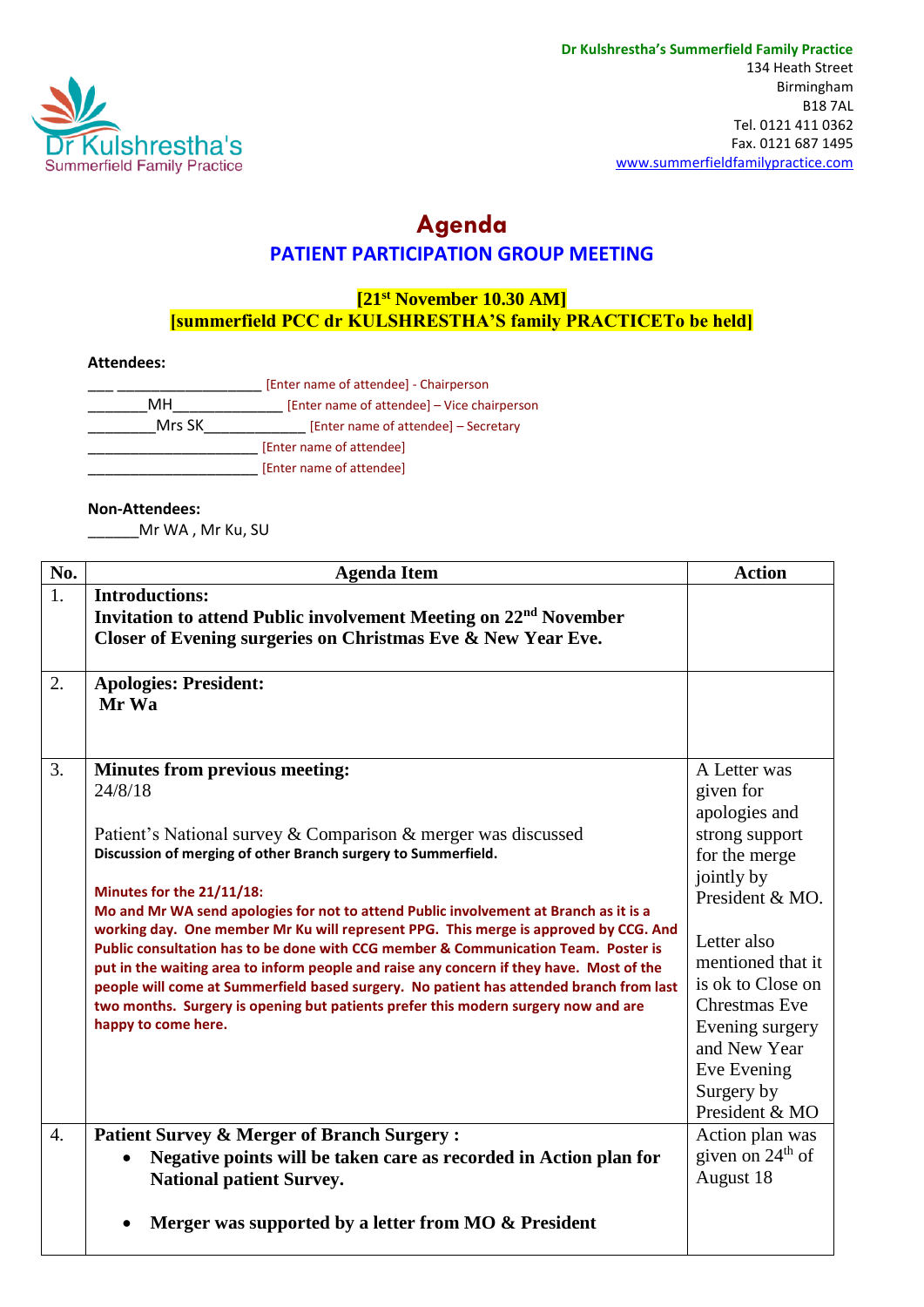Dr Kulshrestha's Summerfield Family Practice

**Dr Kulshrestha's Summerfield Family Practice**
134 Heath Street
Birmingham
B18 7AL
Tel. 0121 411 0362
Fax. 0121 687 1495
www.summerfieldfamilypractice.com

# Agenda

## PATIENT PARTICIPATION GROUP MEETING

**[21st November 10.30 AM]**
**[summerfield PCC dr KULSHRESTHA'S family PRACTICETo be held]**

**Attendees:**

___ __________________ [Enter name of attendee] - Chairperson
_______MH_____________ [Enter name of attendee] – Vice chairperson
________Mrs SK____________ [Enter name of attendee] – Secretary
_____________________ [Enter name of attendee]
_____________________ [Enter name of attendee]

**Non-Attendees:**
______Mr WA , Mr Ku, SU

| No. | Agenda Item | Action |
|---|---|---|
| 1. | **Introductions:**<br>**Invitation to attend Public involvement Meeting on 22nd November**<br>**Closer of Evening surgeries on Christmas Eve & New Year Eve.** | |
| 2. | **Apologies: President:**<br>**Mr Wa** | |
| 3. | **Minutes from previous meeting:**<br>24/8/18<br><br>Patient's National survey & Comparison & merger was discussed<br>**Discussion of merging of other Branch surgery to Summerfield.**<br><br>**Minutes for the 21/11/18:**<br>**Mo and Mr WA send apologies for not to attend Public involvement at Branch as it is a working day. One member Mr Ku will represent PPG. This merge is approved by CCG. And Public consultation has to be done with CCG member & Communication Team. Poster is put in the waiting area to inform people and raise any concern if they have. Most of the people will come at Summerfield based surgery. No patient has attended branch from last two months. Surgery is opening but patients prefer this modern surgery now and are happy to come here.** | A Letter was given for apologies and strong support for the merge jointly by President & MO.<br><br>Letter also mentioned that it is ok to Close on Chrestmas Eve Evening surgery and New Year Eve Evening Surgery by President & MO |
| 4. | **Patient Survey & Merger of Branch Surgery :**<br>• **Negative points will be taken care as recorded in Action plan for National patient Survey.**<br><br>• **Merger was supported by a letter from MO & President** | Action plan was given on 24th of August 18 |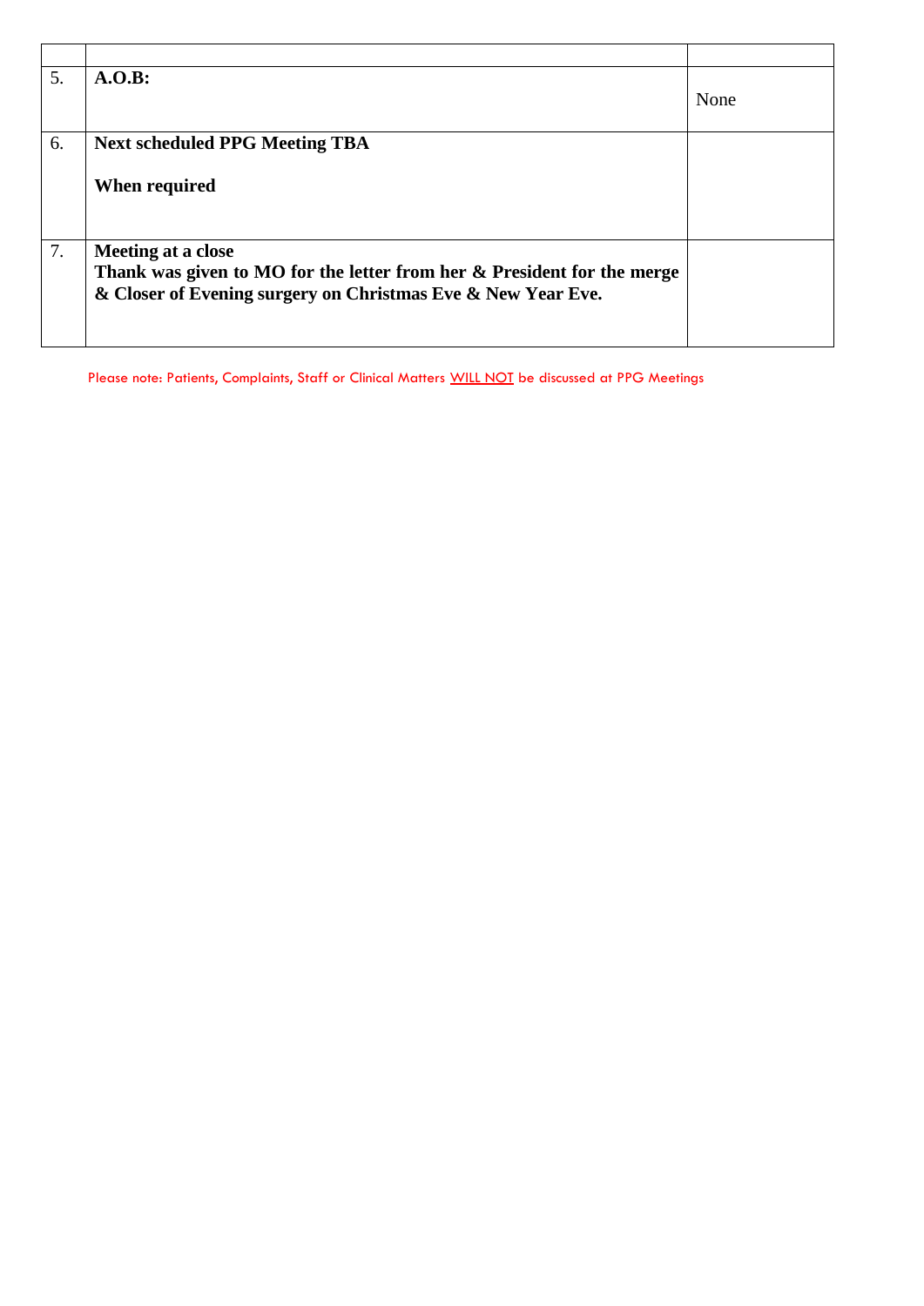| | | |
|---|---|---|
| 5. | **A.O.B:** | None |
| 6. | **Next scheduled PPG Meeting TBA**<br><br>**When required** | |
| 7. | **Meeting at a close**<br>**Thank was given to MO for the letter from her & President for the merge & Closer of Evening surgery on Christmas Eve & New Year Eve.** | |

Please note: Patients, Complaints, Staff or Clinical Matters WILL NOT be discussed at PPG Meetings